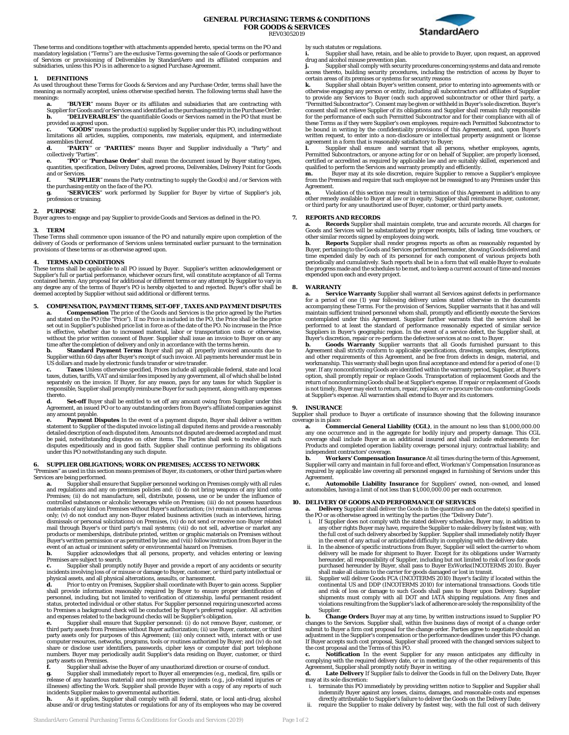# GENERAL PURCHASING TERMS & CONDITIONS FOR GOODS & SERVICES

REV03052019

These terms and conditions together with attachments appended hereto, special terms on the PO and mandatory legislation ("Terms") are the exclusive Terms governing the sale of Goods or performance of Services or provisioning of Deliverables by StandardAero and its affiliated companies and subsidiaries, unless this PO is in adherence to a signed Purchase Agreement.

## 1. DEFINITIONS

As used throughout these Terms for Goods & Services and any Purchase Order, terms shall have the meaning as normally accepted, unless otherwise specified herein. The following terms shall have the meanings:

**a.** "**BUYER**" means Buyer or its affiliates and subsidiaries that are contracting with Supplier for Goods and/or Services and identified as the purchasing entity in the Purchase Order.

**b.** "**DELIVERABLES**" the quantifiable Goods or Services named in the PO that must be provided as agreed upon.

**c.** "**GOODS**" means the product(s) supplied by Supplier under this PO, including without limitations all articles, supplies, components, raw materials, equipment, and intermediate assemblies thereof.

**d.** "**PARTY**" or "**PARTIES**" means Buyer and Supplier individually a "Party" and collectively "Parties".

**e.** "**PO**" or "**Purchase Order**" shall mean the document issued by Buyer stating types, quantities, specification, Delivery Dates, agreed process, Deliverables, Delivery Point for Goods and or Services.

**f.** "**SUPPLIER**" means the Party contracting to supply the Good(s) and /or Services with the purchasing entity on the face of the PO.

**g.** "**SERVICES**" work performed by Supplier for Buyer by virtue of Supplier's job, profession or training.

## 2. PURPOSE

Buyer agrees to engage and pay Supplier to provide Goods and Services as defined in the PO.

## 3. TERM

These Terms shall commence upon issuance of the PO and naturally expire upon completion of the delivery of Goods or performance of Services unless terminated earlier pursuant to the termination provisions of these terms or as otherwise agreed upon.

## 4. TERMS AND CONDITIONS

These terms shall be applicable to all PO issued by Buyer. Supplier's written acknowledgement or Supplier's full or partial performance, whichever occurs first, will constitute acceptance of all Terms contained herein. Any proposal for additional or different terms or any attempt by Supplier to vary in any degree any of the terms of Buyer's PO is hereby objected to and rejected. Buyer's offer shall be deemed accepted by Supplier without said additional or different terms.

## 5. COMPENSATION, PAYMENT TERMS, SET-OFF , TAXES AND PAYMENT DISPUTES

**a. Compensation** The price of the Goods and Services is the price agreed by the Parties and stated on the PO (the "Price"). If no Price is included in the PO, the Price shall be the price set out in Supplier's published price list in force as of the date of the PO. No increase in the Price is effective, whether due to increased material, labor or transportation costs or otherwise, without the prior written consent of Buyer. Supplier shall issue an invoice to Buyer on or any time after the completion of delivery and only in accordance with the terms herein.

**b. Standard Payment Terms** Buyer shall pay all properly invoiced amounts due to Supplier within 60 days after Buyer's receipt of such invoice. All payments hereunder must be in US dollars and made by electronic funds transfer or wire transfer.

**c. Taxes** Unless otherwise specified, Prices include all applicable federal, state and local taxes, duties, tariffs, VAT and similar fees imposed by any government, all of which shall be listed separately on the invoice. If Buyer, for any reason, pays for any taxes for which Supplier is responsible, Supplier shall promptly reimburse Buyer for such payment, along with any expenses thereto.

**d. Set-off** Buyer shall be entitled to set off any amount owing from Supplier under this Agreement, an issued PO or to any outstanding orders from Buyer's affiliated companies against any amount payable.

**e. Payment Disputes** In the event of a payment dispute, Buyer shall deliver a written statement to Supplier of the disputed invoice listing all disputed items and provide a reasonably detailed description of each disputed item. Amounts not disputed are deemed accepted and must be paid, notwithstanding disputes on other items. The Parties shall seek to resolve all such disputes expeditiously and in good faith. Supplier shall continue performing its obligations under this PO notwithstanding any such dispute.

## 6. SUPPLIER OBLIGATIONS; WORK ON PREMISES; ACCESS TO NETWORK

"Premises" as used in this section means premises of Buyer, its customers, or other third parties where Services are being performed.

**a.** Supplier shall ensure that Supplier personnel working on Premises comply with all rules and regulations and any on-premises policies and: (i) do not bring weapons of any kind onto Premises; (ii) do not manufacture, sell, distribute, possess, use or be under the influence of controlled substances or alcoholic beverages while on Premises; (iii) do not possess hazardous materials of any kind on Premises without Buyer's authorization; (iv) remain in authorized areas only; (v) do not conduct any non-Buyer related business activities (such as interviews, hiring, dismissals or personal solicitations) on Premises, (vi) do not send or receive non-Buyer related mail through Buyer's or third party's mail systems; (vii) do not sell, advertise or market any products or memberships, distribute printed, written or graphic materials on Premises without Buyer's written permission or as permitted by law; and (viii) follow instruction from Buyer in the event of an actual or imminent safety or environmental hazard on Premises.

**b.** Supplier acknowledges that all persons, property, and vehicles entering or leaving Premises are subject to search.

**c.** Supplier shall promptly notify Buyer and provide a report of any accidents or security incidents involving loss of or misuse or damage to Buyer, customer, or third party intellectual or physical assets, and all physical altercations, assaults, or harassment.

**d.** Prior to entry on Premises, Supplier shall coordinate with Buyer to gain access. Supplier shall provide information reasonably required by Buyer to ensure proper identification of personnel, including, but not limited to verification of citizenship, lawful permanent resident status, protected individual or other status. For Supplier personnel requiring unescorted access to Premises a background check will be conducted by Buyer's preferred supplier. All activities and expenses related to the background checks will be Supplier's obligation.

**e.** Supplier shall ensure that Supplier personnel: (i) do not remove Buyer, customer, or third party assets from Premises without Buyer authorization; (ii) use Buyer, customer, or third party assets only for purposes of this Agreement; (iii) only connect with, interact with or use computer resources, networks, programs, tools or routines authorized by Buyer; and (iv) do not share or disclose user identifiers, passwords, cipher keys or computer dial port telephone numbers. Buyer may periodically audit Supplier's data residing on Buyer, customer, or third party assets on Premises.

**f.** Supplier shall advise the Buyer of any unauthorized direction or course of conduct.

**g.** Supplier shall immediately report to Buyer all emergencies (e.g., medical, fire, spills or release of any hazardous material) and non-emergency incidents (e.g., job-related injuries or illnesses) affecting the Work. Supplier shall provide Buyer with a copy of any reports of such incidents Supplier makes to governmental authorities.

**h.** As it applies, Supplier shall comply with all federal, state, or local anti-drug, alcohol abuse and/or drug testing statutes or regulations for any of its employees who may be covered by such statutes or regulations.

**i.** Supplier shall have, retain, and be able to provide to Buyer, upon request, an approved drug and alcohol misuse prevention plan.

**j.** Supplier shall comply with security procedures concerning systems and data and remote access thereto, building security procedures, including the restriction of access by Buyer to certain areas of its premises or systems for security reasons

**k.** Supplier shall obtain Buyer's written consent, prior to entering into agreements with or otherwise engaging any person or entity, including all subcontractors and affiliates of Supplier to provide any Services to Buyer (each such approved subcontractor or other third party, a "Permitted Subcontractor"). Consent may be given or withheld in Buyer's sole discretion. Buyer's consent shall not relieve Supplier of its obligations and Supplier shall remain fully responsible for the performance of each such Permitted Subcontractor and for their compliance with all of these Terms as if they were Supplier's own employees. require each Permitted Subcontractor to be bound in writing by the confidentiality provisions of this Agreement, and, upon Buyer's written request, to enter into a non-disclosure or intellectual property assignment or license agreement in a form that is reasonably satisfactory to Buyer;

**l.** Supplier shall ensure and warrant that all persons, whether employees, agents, Permitted Subcontractors, or anyone acting for or on behalf of Supplier, are properly licensed, certified or accredited as required by applicable law and are suitably skilled, experienced and qualified to perform the Services and warranty promptly and efficiently.

**m.** Buyer may at its sole discretion, require Supplier to remove a Supplier's employee from the Premises and require that such employee not be reassigned to any Premises under this Agreement.

**n.** Violation of this section may result in termination of this Agreement in addition to any other remedy available to Buyer at law or in equity. Supplier shall reimburse Buyer, customer, or third party for any unauthorized use of Buyer, customer, or third party assets.

## 7. REPORTS AND RECORDS

**a. Records** Supplier shall maintain complete, true and accurate records. All charges for Goods and Services will be substantiated by proper receipts, bills of lading, time vouchers, or other similar records signed by employees doing work.

**b. Reports** Supplier shall render progress reports as often as reasonably requested by Buyer, pertaining to the Goods and Services performed hereunder, showing Goods delivered and time expended daily by each of its personnel for each component of various projects both periodically and cumulatively. Such reports shall be in a form that will enable Buyer to evaluate the progress made and the schedules to be met, and to keep a current account of time and monies expended upon each and every project.

## 8. WARRANTY

**a. Service Warranty** Supplier shall warrant all Services against defects in performance for a period of one (1) year following delivery unless stated otherwise in the documents accompanying these Terms. For the provision of Services, Supplier warrants that it has and will maintain sufficient trained personnel whom shall, promptly and efficiently execute the Services contemplated under this Agreement. Supplier further warrants that the services shall be performed to at least the standard of performance reasonably expected of similar service Suppliers in Buyer's geographic region. In the event of a service defect, the Supplier shall, at Buyer's discretion, repair or re-perform the defective services at no cost to Buyer.

**b. Goods Warranty** Supplier warrants that all Goods furnished pursuant to this Agreement shall strictly conform to applicable specifications, drawings, samples, descriptions, and other requirements of this Agreement, and be free from defects in design, material, and workmanship. This warranty shall begin upon final acceptance and extend for a period of one (1) year. If any nonconforming Goods are identified within the warranty period, Supplier, at Buyer's option, shall promptly repair or replace Goods. Transportation of replacement Goods and the return of nonconforming Goods shall be at Supplier's expense. If repair or replacement of Goods is not timely, Buyer may elect to return, repair, replace, or re-procure the non-conforming Goods at Supplier's expense. All warranties shall extend to Buyer and its customers.

## 9. INSURANCE

Supplier shall produce to Buyer a certificate of insurance showing that the following insurance coverage is in place:

**a. Commercial General Liability (CGL)**, in the amount no less than $1,000,000.00 any one occurrence and in the aggregate for bodily injury and property damage. This CGL coverage shall include Buyer as an additional insured and shall include endorsements for: Products and completed operation liability coverage; personal injury; contractual liability; and independent contractors' coverage.

**b. Workers' Compensation Insurance** At all times during the term of this Agreement, Supplier will carry and maintain in full force and effect, Workman's' Compensation Insurance as required by applicable law covering all personnel engaged in furnishing of Services under this Agreement.

**c. Automobile Liability Insurance** for Suppliers' owned, non-owned, and leased automobiles, having a limit of not less than $1,000,000.00 per each occurrence.

## 10. DELIVERY OF GOODS AND PERFORMANCE OF SERVICES

**a. Delivery** Supplier shall deliver the Goods in the quantities and on the date(s) specified in the PO or as otherwise agreed in writing by the parties (the "Delivery Date").

i. If Supplier does not comply with the stated delivery schedules, Buyer may, in addition to any other rights Buyer may have, require the Supplier to make delivery by fastest way, with the full cost of such delivery absorbed by Supplier. Supplier shall immediately notify Buyer in the event of any actual or anticipated difficulty in complying with the delivery date.

ii. In the absence of specific instructions from Buyer, Supplier will select the carrier to whom delivery will be made for shipment to Buyer. Except for its obligations under Warranty hereunder, all responsibility of Supplier, including but not limited to risk of loss for goods purchased hereunder by Buyer, shall pass to Buyer ExWorks(INCOTERMS 2010). Buyer shall make all claims to the carrier for goods damaged or lost in transit.

iii. Supplier will deliver Goods FCA (INCOTERMS 2010) Buyer's facility if located within the continental US and DDP (INCOTERMS 2010) for international transactions. Goods title and risk of loss or damage to such Goods shall pass to Buyer upon Delivery. Supplier shipments must comply with all DOT and IATA shipping regulations. Any fines and violations resulting from the Supplier's lack of adherence are solely the responsibility of the Supplier.

**b. Change Orders** Buyer may at any time, by written instructions issued to Supplier PO changes to the Services. Supplier shall, within five business days of receipt of a change order submit to Buyer a firm cost proposal for the change order. Parties agree to negotiate should an adjustment in the Supplier's compensation or the performance deadlines under this PO change. If Buyer accepts such cost proposal, Supplier shall proceed with the changed services subject to the cost proposal and the Terms of this PO.

**c. Notification** In the event Supplier for any reason anticipates any difficulty in complying with the required delivery date, or in meeting any of the other requirements of this Agreement, Supplier shall promptly notify Buyer in writing.

**d. Late Delivery** If Supplier fails to deliver the Goods in full on the Delivery Date, Buyer may at its sole discretion:

i. terminate this PO immediately by providing written notice to Supplier and Supplier shall indemnify Buyer against any losses, claims, damages, and reasonable costs and expenses directly attributable to Supplier's failure to deliver the Goods on the Delivery Date;

ii. require the Supplier to make delivery by fastest way, with the full cost of such delivery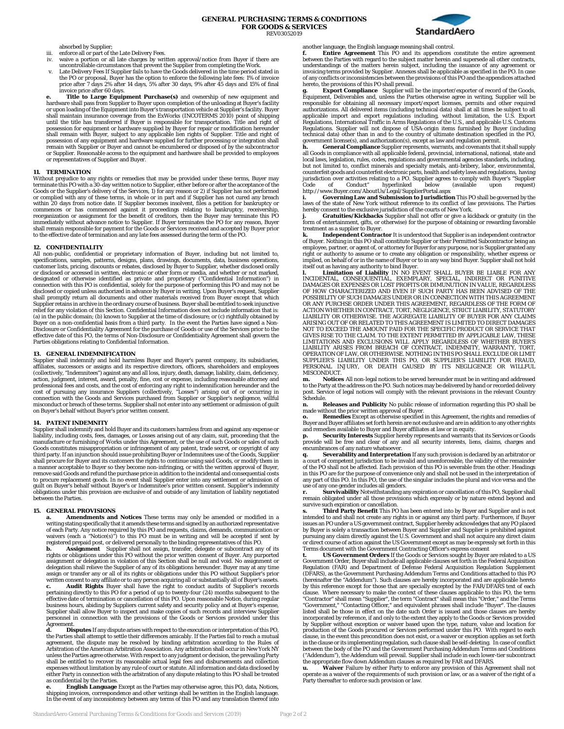absorbed by Supplier;

iii. enforce all or part of the Late Delivery Fees.

iv. waive a portion or all late charges by written approval/notice from Buyer if there are uncontrollable circumstances that prevent the Supplier from completing the Work.

v. Late Delivery Fees If Supplier fails to have the Goods delivered in the time period stated in the PO or proposal, Buyer has the option to enforce the following late fees: 1% of invoice price after 7 days 2% after 14 days, 5% after 30 days, 9% after 45 days and 15% of final invoice price after 60 days.

**e. Title to Large Equipment Purchase(s)** and ownership of new equipment and hardware shall pass from Supplier to Buyer upon completion of the unloading at Buyer's facility or upon loading of the Equipment into Buyer's transportation vehicle at Supplier's facility. Buyer shall maintain insurance coverage from the ExWorks (INCOTERMS 2010) point of shipping until the title has transferred if Buyer is responsible for transportation. Title and right of possession for equipment or hardware supplied by Buyer for repair or modification hereunder shall remain with Buyer, subject to any applicable lien rights of Supplier. Title and right of possession of any equipment and hardware supplied for further processing or integration shall remain with Supplier or Buyer and cannot be encumbered or disposed of by the subcontractor or Supplier. Reasonable access to the equipment and hardware shall be provided to employees or representatives of Supplier and Buyer.

## 11. TERMINATION

Without prejudice to any rights or remedies that may be provided under these terms, Buyer may terminate this PO with a 30-day written notice to Supplier, either before or after the acceptance of the Goods or the Supplier's delivery of the Services, 1) for any reason or 2) if Supplier has not performed or complied with any of these terms, in whole or in part and if Supplier has not cured any breach within 20 days from notice date. If Supplier becomes insolvent, files a petition for bankruptcy or commences or has commenced against it proceedings relating to bankruptcy, receivership, reorganization or assignment for the benefit of creditors, then the Buyer may terminate this PO immediately without advance notice to Supplier. If Buyer terminates the PO for any reason, Buyer shall remain responsible for payment for the Goods or Services received and accepted by Buyer prior to the effective date of termination and any late fees assessed during the term of the PO.

## 12. CONFIDENTIALITY

All non-public, confidential or proprietary information of Buyer, including but not limited to, specifications, samples, patterns, designs, plans, drawings, documents, data, business operations, customer lists, pricing, discounts or rebates, disclosed by Buyer to Supplier, whether disclosed orally or disclosed or accessed in written, electronic or other form or media, and whether or not marked, designated or otherwise identified as private and proprietary ("Confidential Information") in connection with this PO is confidential, solely for the purpose of performing this PO and may not be disclosed or copied unless authorized in advance by Buyer in writing. Upon Buyer's request, Supplier shall promptly return all documents and other materials received from Buyer except that which Supplier retains in archive in the ordinary course of business. Buyer shall be entitled to seek injunctive relief for any violation of this Section. Confidential Information does not include information that is: (a) in the public domain; (b) known to Supplier at the time of disclosure; or (c) rightfully obtained by Buyer on a non-confidential basis from a third party. In the event the Parties have signed a Non-Disclosure or Confidentiality Agreement for the purchase of Goods or use of the Services prior to the effective date of this PO, the terms of Non-Disclosure or Confidentiality Agreement shall govern the Parties obligations relating to Confidential Information.

## 13. GENERAL INDEMNIFICATION

Supplier shall indemnify and hold harmless Buyer and Buyer's parent company, its subsidiaries, affiliates, successors or assigns and its respective directors, officers, shareholders and employees (collectively, "Indemnitees") against any and all loss, injury, death, damage, liability, claim, deficiency, action, judgment, interest, award, penalty, fine, cost or expense, including reasonable attorney and professional fees and costs, and the cost of enforcing any right to indemnification hereunder and the cost of pursuing any insurance Suppliers (collectively, "Losses") arising out of or occurring in connection with the Goods and Services purchased from Supplier or Supplier's negligence, willful misconduct or breach of these terms. Supplier shall not enter into any settlement or admission of guilt on Buyer's behalf without Buyer's prior written consent.

## 14. PATENT INDEMNITY

Supplier shall indemnify and hold Buyer and its customers harmless from and against any expense or liability, including costs, fees, damages, or Losses arising out of any claim, suit, proceeding that the manufacture or furnishing of Works under this Agreement, or the use of such Goods or sales of such Goods constitutes misappropriation or infringement of any patent, trade secret, or copyright of any third party. If an injunction should issue prohibiting Buyer or Indemnitees use of the Goods, Supplier shall procure for Buyer and its customers the rights to continue using said Goods, or modify them in a manner acceptable to Buyer so they become non-infringing, or with the written approval of Buyer, remove said Goods and refund the purchase price in addition to the incidental and consequential costs to procure replacement goods. In no event shall Supplier enter into any settlement or admission of guilt on Buyer's behalf without Buyer's or Indemnitee's prior written consent. Supplier's indemnity obligations under this provision are exclusive of and outside of any limitation of liability negotiated between the Parties.

## 15. GENERAL PROVISIONS

**a. Amendments and Notices** These terms may only be amended or modified in a writing stating specifically that it amends these terms and signed by an authorized representative of each Party. Any notice required by this PO and requests, claims, demands, communication or waivers (each a "Notice(s)") to this PO must be in writing and will be accepted if sent by registered prepaid post, or delivered personally to the binding representatives of this PO.

**b. Assignment** Supplier shall not assign, transfer, delegate or subcontract any of its rights or obligations under this PO without the prior written consent of Buyer. Any purported assignment or delegation in violation of this Section shall be null and void. No assignment or delegation shall relieve the Supplier of any of its obligations hereunder. Buyer may at any time assign or transfer any or all of its rights or obligations under this PO without Supplier's prior written consent to any affiliate or to any person acquiring all or substantially all of Buyer's assets.

**c. Audit Rights** Buyer shall have the right to conduct audits of Supplier's records pertaining directly to this PO for a period of up to twenty-four (24) months subsequent to the effective date of termination or cancellation of this PO. Upon reasonable Notice, during regular business hours, abiding by Suppliers current safety and security policy and at Buyer's expense, Supplier shall allow Buyer to inspect and make copies of such records and interview Supplier personnel in connection with the provisions of the Goods or Services provided under this Agreement.

**d. Disputes** If any dispute arises with respect to the execution or interpretation of this PO, the Parties shall attempt to settle their differences amicably. If the Parties fail to reach a mutual agreement, the dispute may be resolved by binding arbitration according to the Rules of Arbitration of the American Arbitration Association. Any arbitration shall occur in New York NY unless the Parties agree otherwise. With respect to any judgment or decision, the prevailing Party shall be entitled to recover its reasonable actual legal fees and disbursements and collection expenses without limitation by any rule of court or statute. All information and data disclosed by either Party in connection with the arbitration of any dispute relating to this PO shall be treated as confidential by the Parties.

**e. English Language** Except as the Parties may otherwise agree, this PO, data, Notices, shipping invoices, correspondence and other writings shall be written in the English language. In the event of any inconsistency between any terms of this PO and any translation thereof into another language, the English language meaning shall control.

**f. Entire Agreement** This PO and its appendices constitute the entire agreement between the Parties with regard to the subject matter herein and supersede all other contracts, understandings of the matters herein subject, including the issuance of any agreement or invoicing terms provided by Supplier. Annexes shall be applicable as specified in the PO. In case of any conflicts or inconsistencies between the provisions of this PO and the appendices attached hereto, the provisions of this PO shall prevail.

**g. Export Compliance** Supplier will be the importer/exporter of record of the Goods, Equipment, Deliverables and, unless the Parties otherwise agree in writing, Supplier will be responsible for obtaining all necessary import/export licenses, permits and other required authorizations. All delivered items (including technical data) shall at all times be subject to all applicable import and export regulations including, without limitation, the U.S. Export Regulations, International Traffic in Arms Regulations of the U.S., and applicable U.S. Customs Regulations. Supplier will not dispose of USA-origin items furnished by Buyer (including technical data) other than in and to the country of ultimate destination specified in the PO, government license(s), and authorization(s), except as law and regulation permit.

**h. General Compliance** Supplier represents, warrants, and covenants that it shall supply all Goods in compliance with all applicable federal, provincial, international, national, state and local laws, legislation, rules, codes, regulations and governmental agencies standards, including, but not limited to, conflict minerals and specialty metals, anti-bribery, labor, environmental, counterfeit goods and counterfeit electronic parts, health and safety laws and regulations, having jurisdiction over activities relating to a PO. Supplier agrees to comply with Buyer's "Supplier Code of Conduct" hyperlinked below (available upon request) http://www.Buyer.com/AboutUs/Legal/SupplierPortal.aspx

**i. Governing Law and Submission to Jurisdiction** This PO shall be governed by the laws of the state of New York without reference to its conflict of law provisions. The Parties hereby consent to the exclusive jurisdiction of the courts of New York.

**j. Gratuities/Kickbacks** Supplier shall not offer or give a kickback or gratuity (in the form of entertainment, gifts, or otherwise) for the purpose of obtaining or rewarding favorable treatment as a supplier to Buyer.

**k. Independent Contractor** It is understood that Supplier is an independent contractor of Buyer. Nothing in this PO shall constitute Supplier or their Permitted Subcontractor being an employee, partner, or agent of, or attorney for Buyer for any purpose, nor is Supplier granted any right or authority to assume or to create any obligation or responsibility, whether express or implied, on behalf of or in the name of Buyer or to in any way bind Buyer. Supplier shall not hold itself out as having any authority to bind Buyer.

**l. Limitation of Liability** IN NO EVENT SHALL BUYER BE LIABLE FOR ANY INCIDENTAL, CONSEQUENTIAL, EXEMPLARY, SPECIAL, INDIRECT OR PUNITIVE DAMAGES OR EXPENSES OR LOST PROFITS OR DIMUNUTION IN VALUE, REGARDLESS OF HOW CHARACTERIZED AND EVEN IF SUCH PARTY HAS BEEN ADVISED OF THE POSSIBILITY OF SUCH DAMAGES UNDER OR IN CONNECTION WITH THIS AGREEMENT OR ANY PURCHSE ORDER UNDER THIS AGREEMENT, REGARDLESS OF THE FORM OF ACTION WHETHER IN CONTRACT, TORT, NEGLIGENCE, STRICT LIABILITY, STATUTORY LIABILITY OR OTHERWISE. THE AGGREGATE LIABILITY OF BUYER FOR ANY CLAIMS ARISING OUT OF OR RELATED TO THIS AGREEMENT IS LIMITED TO DIRECT DAMAGES NOT TO EXCEED THE AMOUNT PAID FOR THE SPECIFIC PRODUCT OR SERVICE THAT GIVES RISE TO THE CLAIM. TO THE EXTENT PERMITTED BY APPLICABLE LAW, THESE LIMITATIONS AND EXCLUSIONS WILL APPLY REGARDLESS OF WHETHER BUYER'S LIABILITY ARISES FROM BREACH OF CONTRACT, INDEMNITY, WARRANTY, TORT, OPERATION OF LAW, OR OTHERWISE. NOTHING IN THIS PO SHALL EXCLUDE OR LIMIT SUPPLIER'S LIABILITY UNDER THIS PO, OR SUPPLIER'S LIABILITY FOR FRAUD, PERSONAL INJURY, OR DEATH CAUSED BY ITS NEGLIGENCE OR WILLFUL MISCONDUCT.

**m. Notices** All non-legal notices to be served hereunder must be in writing and addressed to the Party at the address on the PO. Such notices may be delivered by hand or recorded delivery post. Service of legal notices will comply with the relevant provisions in the relevant Country Schedule.

**n. Releases and Publicity** No public release of information regarding this PO shall be made without the prior written approval of Buyer.

**o. Remedies** Except as otherwise specified in this Agreement, the rights and remedies of Buyer and Buyer affiliates set forth herein are not exclusive and are in addition to any other rights and remedies available to Buyer and Buyer affiliates at law or in equity.

**p. Security Interests** Supplier hereby represents and warrants that its Services or Goods provide will be free and clear of any and all security interests, liens, claims, charges and encumbrances of any nature whatsoever.

**q. Severability and Interpretation** If any such provision is declared by an arbitrator or a court of competent jurisdiction to be invalid and unenforceable, the validity of the remainder of the PO shall not be affected. Each provision of this PO is severable from the other. Headings in this PO are for the purpose of convenience only and shall not be used in the interpretation of any part of this PO. In this PO, the use of the singular includes the plural and vice versa and the use of any one gender includes all genders.

**r. Survivability** Notwithstanding any expiration or cancellation of this PO, Supplier shall remain obligated under all those provisions which expressly or by nature extend beyond and survive such expiration or cancellation.

**s. Third Party Benefit** This PO has been entered into by Buyer and Supplier and is not intended to and shall not create any rights in or against any third party. Furthermore, if Buyer issues an PO under a US government contract, Supplier hereby acknowledges that any PO placed by Buyer is solely a transaction between Buyer and Supplier and Supplier is prohibited against pursuing any claim directly against the U.S. Government and shall not acquire any direct claim or direct course of action against the US Government except as may be expressly set forth in this Terms document with the Government Contracting Officer's express consent

**t. US Government Orders** If the Goods or Services sought by Buyer are related to a US Government Order, Buyer shall include all applicable clauses set forth in the Federal Acquisition Regulation (FAR) and Department of Defense Federal Acquisition Regulation Supplement (DFARS), as the Government Purchasing Addendum Terms and Conditions attached to this PO (hereinafter the "Addendum"). Such clauses are hereby incorporated and are applicable hereto by this reference except for those that are specially excepted by the FAR/DFARS text of each clause. Where necessary to make the context of these clauses applicable to this PO, the term "Contractor" shall mean "Supplier", the term "Contract" shall mean this "Order," and the Terms "Government," "Contacting Officer," and equivalent phrases shall include "Buyer". The clauses listed shall be those in effect on the date such Order is issued and those clauses are hereby incorporated by reference, if and only to the extent they apply to the Goods or Services provided by Supplier without exception or waiver based upon the type, nature, value and location for production of the Goods procured or Services performed under this PO. With regard to each clause, in the event this precondition does not exist, or a waiver or exception applies as set forth in the clause or its implementing regulation, such clause shall be self-deleting. In case of conflict between the body of the PO and the Government Purchasing Addendum Terms and Conditions ("Addendum"), the Addendum will prevail. Supplier shall include in each lower-tier subcontract the appropriate flow down Addendum clauses as required by FAR and DFARS.

**u. Waiver** Failure by either Party to enforce any provision of this Agreement shall not operate as a waiver of the requirements of such provision or law, or as a waiver of the right of a Party thereafter to enforce such provision or law.